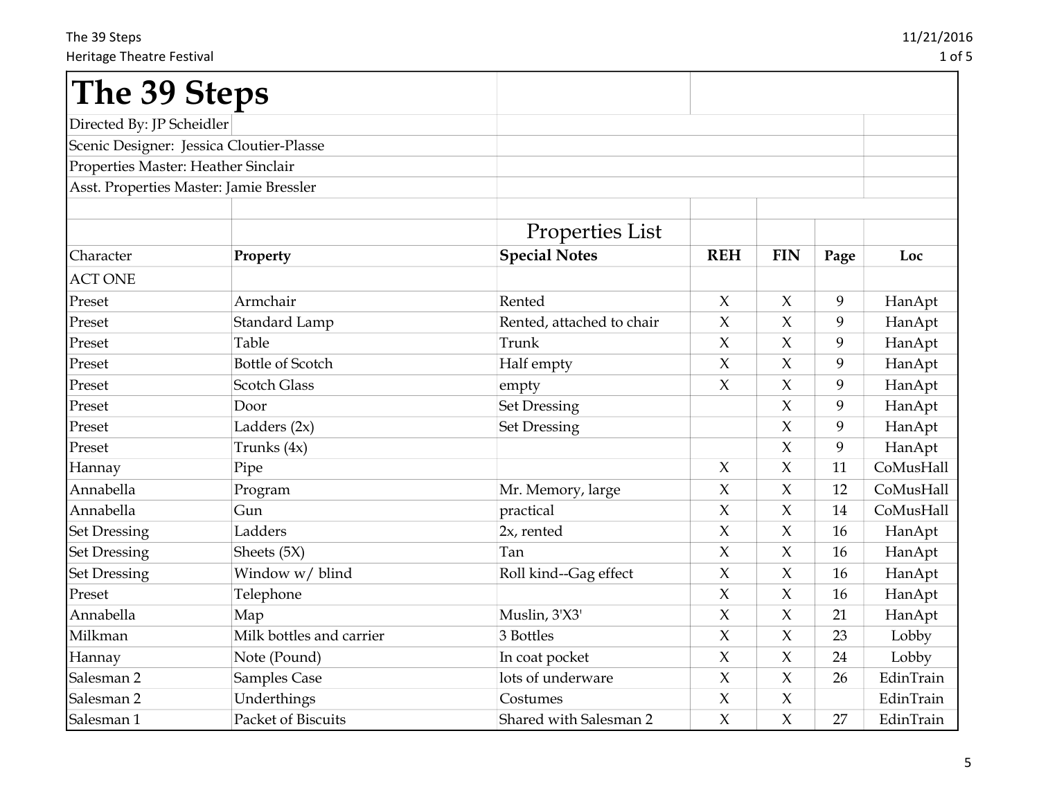# The 39 Steps

Directed By: JP Scheidler

Scenic Designer: Jessica Cloutier-Plasse

Properties Master: Heather Sinclair

Asst. Properties Master: Jamie Bressler

## Properties List

| Character | Property | Special Notes | REH | FIN | Page | Loc |
|---|---|---|---|---|---|---|
| ACT ONE | | | | | | |
| Preset | Armchair | Rented | X | X | 9 | HanApt |
| Preset | Standard Lamp | Rented, attached to chair | X | X | 9 | HanApt |
| Preset | Table | Trunk | X | X | 9 | HanApt |
| Preset | Bottle of Scotch | Half empty | X | X | 9 | HanApt |
| Preset | Scotch Glass | empty | X | X | 9 | HanApt |
| Preset | Door | Set Dressing | | X | 9 | HanApt |
| Preset | Ladders (2x) | Set Dressing | | X | 9 | HanApt |
| Preset | Trunks (4x) | | | X | 9 | HanApt |
| Hannay | Pipe | | X | X | 11 | CoMusHall |
| Annabella | Program | Mr. Memory, large | X | X | 12 | CoMusHall |
| Annabella | Gun | practical | X | X | 14 | CoMusHall |
| Set Dressing | Ladders | 2x, rented | X | X | 16 | HanApt |
| Set Dressing | Sheets (5X) | Tan | X | X | 16 | HanApt |
| Set Dressing | Window w/ blind | Roll kind--Gag effect | X | X | 16 | HanApt |
| Preset | Telephone | | X | X | 16 | HanApt |
| Annabella | Map | Muslin, 3'X3' | X | X | 21 | HanApt |
| Milkman | Milk bottles and carrier | 3 Bottles | X | X | 23 | Lobby |
| Hannay | Note (Pound) | In coat pocket | X | X | 24 | Lobby |
| Salesman 2 | Samples Case | lots of underware | X | X | 26 | EdinTrain |
| Salesman 2 | Underthings | Costumes | X | X | | EdinTrain |
| Salesman 1 | Packet of Biscuits | Shared with Salesman 2 | X | X | 27 | EdinTrain |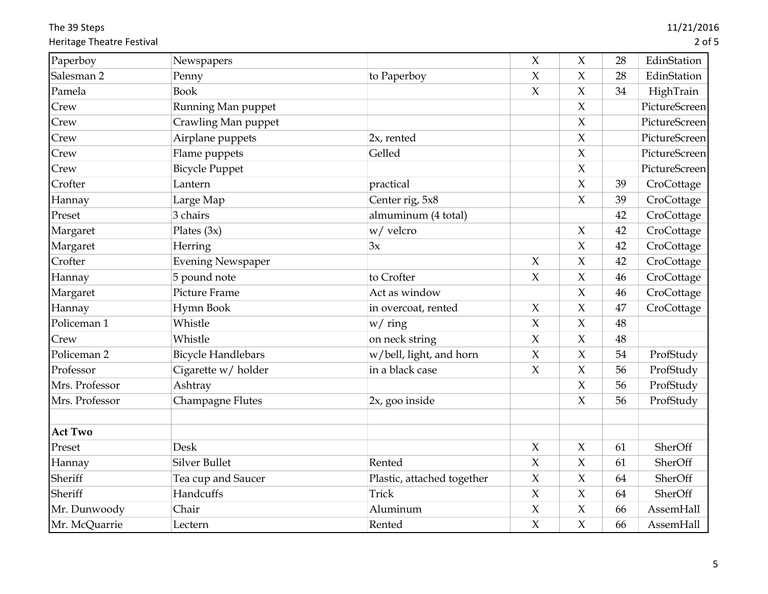| | | | | | | |
|---|---|---|---|---|---|---|
| Paperboy | Newspapers | | X | X | 28 | EdinStation |
| Salesman 2 | Penny | to Paperboy | X | X | 28 | EdinStation |
| Pamela | Book | | X | X | 34 | HighTrain |
| Crew | Running Man puppet | | | X | | PictureScreen |
| Crew | Crawling Man puppet | | | X | | PictureScreen |
| Crew | Airplane puppets | 2x, rented | | X | | PictureScreen |
| Crew | Flame puppets | Gelled | | X | | PictureScreen |
| Crew | Bicycle Puppet | | | X | | PictureScreen |
| Crofter | Lantern | practical | | X | 39 | CroCottage |
| Hannay | Large Map | Center rig, 5x8 | | X | 39 | CroCottage |
| Preset | 3 chairs | almuminum (4 total) | | | 42 | CroCottage |
| Margaret | Plates (3x) | w/ velcro | | X | 42 | CroCottage |
| Margaret | Herring | 3x | | X | 42 | CroCottage |
| Crofter | Evening Newspaper | | X | X | 42 | CroCottage |
| Hannay | 5 pound note | to Crofter | X | X | 46 | CroCottage |
| Margaret | Picture Frame | Act as window | | X | 46 | CroCottage |
| Hannay | Hymn Book | in overcoat, rented | X | X | 47 | CroCottage |
| Policeman 1 | Whistle | w/ ring | X | X | 48 | |
| Crew | Whistle | on neck string | X | X | 48 | |
| Policeman 2 | Bicycle Handlebars | w/bell, light, and horn | X | X | 54 | ProfStudy |
| Professor | Cigarette w/ holder | in a black case | X | X | 56 | ProfStudy |
| Mrs. Professor | Ashtray | | | X | 56 | ProfStudy |
| Mrs. Professor | Champagne Flutes | 2x, goo inside | | X | 56 | ProfStudy |
| | | | | | | |
| **Act Two** | | | | | | |
| Preset | Desk | | X | X | 61 | SherOff |
| Hannay | Silver Bullet | Rented | X | X | 61 | SherOff |
| Sheriff | Tea cup and Saucer | Plastic, attached together | X | X | 64 | SherOff |
| Sheriff | Handcuffs | Trick | X | X | 64 | SherOff |
| Mr. Dunwoody | Chair | Aluminum | X | X | 66 | AssemHall |
| Mr. McQuarrie | Lectern | Rented | X | X | 66 | AssemHall |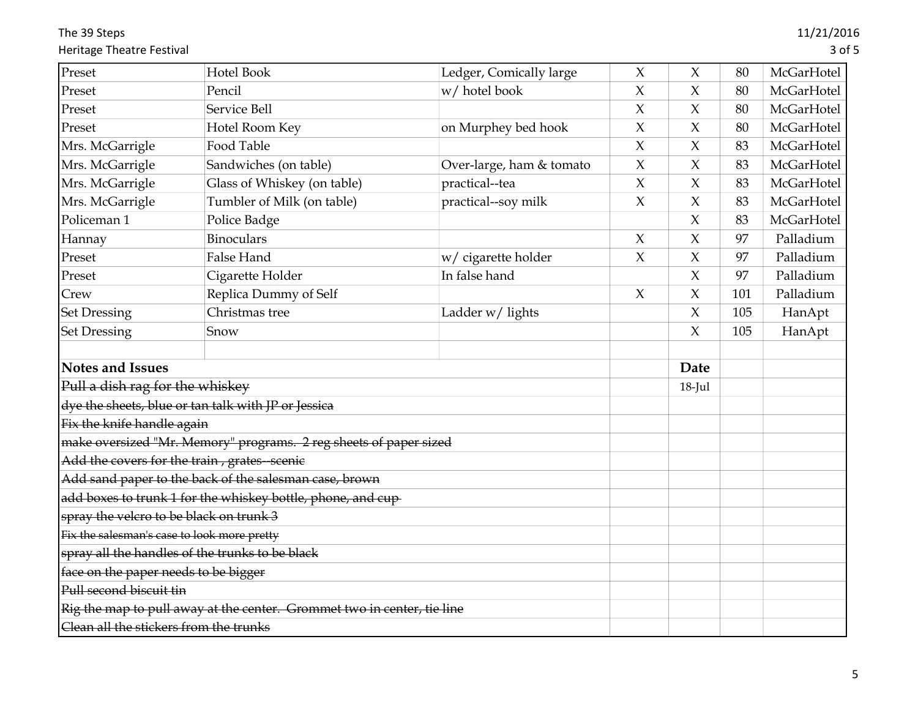| | | | | | | |
|---|---|---|---|---|---|---|
| Preset | Hotel Book | Ledger, Comically large | X | X | 80 | McGarHotel |
| Preset | Pencil | w/ hotel book | X | X | 80 | McGarHotel |
| Preset | Service Bell | | X | X | 80 | McGarHotel |
| Preset | Hotel Room Key | on Murphey bed hook | X | X | 80 | McGarHotel |
| Mrs. McGarrigle | Food Table | | X | X | 83 | McGarHotel |
| Mrs. McGarrigle | Sandwiches (on table) | Over-large, ham & tomato | X | X | 83 | McGarHotel |
| Mrs. McGarrigle | Glass of Whiskey (on table) | practical--tea | X | X | 83 | McGarHotel |
| Mrs. McGarrigle | Tumbler of Milk (on table) | practical--soy milk | X | X | 83 | McGarHotel |
| Policeman 1 | Police Badge | | | X | 83 | McGarHotel |
| Hannay | Binoculars | | X | X | 97 | Palladium |
| Preset | False Hand | w/ cigarette holder | X | X | 97 | Palladium |
| Preset | Cigarette Holder | In false hand | | X | 97 | Palladium |
| Crew | Replica Dummy of Self | | X | X | 101 | Palladium |
| Set Dressing | Christmas tree | Ladder w/ lights | | X | 105 | HanApt |
| Set Dressing | Snow | | | X | 105 | HanApt |

| Notes and Issues | Date |
|---|---|
| ~~Pull a dish rag for the whiskey~~ | 18-Jul |
| ~~dye the sheets, blue or tan talk with JP or Jessica~~ | |
| ~~Fix the knife handle again~~ | |
| ~~make oversized "Mr. Memory" programs. 2 reg sheets of paper sized~~ | |
| ~~Add the covers for the train , grates--scenic~~ | |
| ~~Add sand paper to the back of the salesman case, brown~~ | |
| ~~add boxes to trunk 1 for the whiskey bottle, phone, and cup~~ | |
| ~~spray the velcro to be black on trunk 3~~ | |
| ~~Fix the salesman's case to look more pretty~~ | |
| ~~spray all the handles of the trunks to be black~~ | |
| ~~face on the paper needs to be bigger~~ | |
| ~~Pull second biscuit tin~~ | |
| ~~Rig the map to pull away at the center. Grommet two in center, tie line~~ | |
| ~~Clean all the stickers from the trunks~~ | |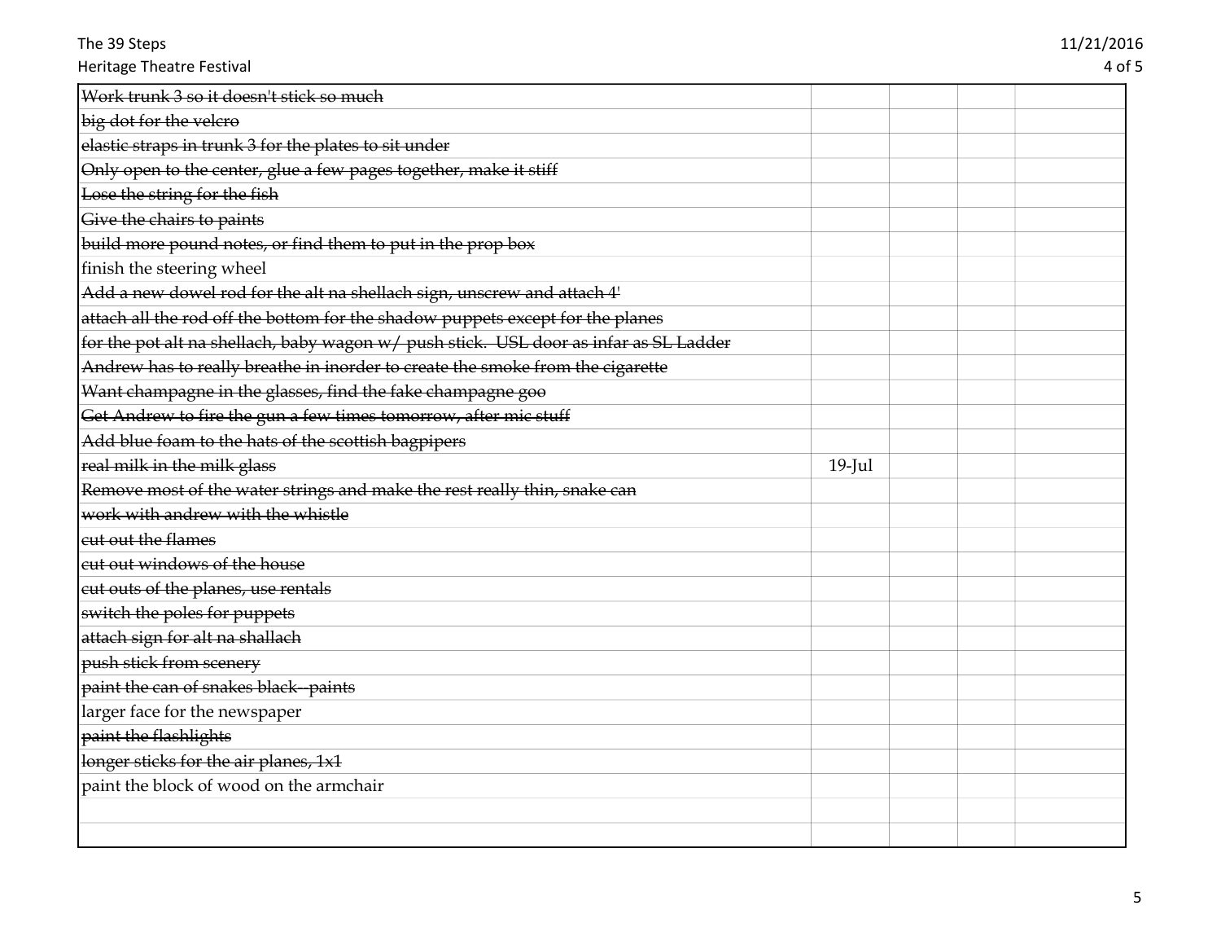| | | | | |
|---|---|---|---|---|
| ~~Work trunk 3 so it doesn't stick so much~~ | | | | |
| ~~big dot for the velcro~~ | | | | |
| ~~elastic straps in trunk 3 for the plates to sit under~~ | | | | |
| ~~Only open to the center, glue a few pages together, make it stiff~~ | | | | |
| ~~Lose the string for the fish~~ | | | | |
| ~~Give the chairs to paints~~ | | | | |
| ~~build more pound notes, or find them to put in the prop box~~ | | | | |
| finish the steering wheel | | | | |
| ~~Add a new dowel rod for the alt na shellach sign, unscrew and attach 4'~~ | | | | |
| ~~attach all the rod off the bottom for the shadow puppets except for the planes~~ | | | | |
| ~~for the pot alt na shellach, baby wagon w/ push stick. USL door as infar as SL Ladder~~ | | | | |
| ~~Andrew has to really breathe in inorder to create the smoke from the cigarette~~ | | | | |
| ~~Want champagne in the glasses, find the fake champagne goo~~ | | | | |
| ~~Get Andrew to fire the gun a few times tomorrow, after mic stuff~~ | | | | |
| ~~Add blue foam to the hats of the scottish bagpipers~~ | | | | |
| ~~real milk in the milk glass~~ | 19-Jul | | | |
| ~~Remove most of the water strings and make the rest really thin, snake can~~ | | | | |
| ~~work with andrew with the whistle~~ | | | | |
| ~~cut out the flames~~ | | | | |
| ~~cut out windows of the house~~ | | | | |
| ~~cut outs of the planes, use rentals~~ | | | | |
| ~~switch the poles for puppets~~ | | | | |
| ~~attach sign for alt na shallach~~ | | | | |
| ~~push stick from scenery~~ | | | | |
| ~~paint the can of snakes black--paints~~ | | | | |
| larger face for the newspaper | | | | |
| ~~paint the flashlights~~ | | | | |
| ~~longer sticks for the air planes, 1x1~~ | | | | |
| paint the block of wood on the armchair | | | | |
| | | | | |
| | | | | |